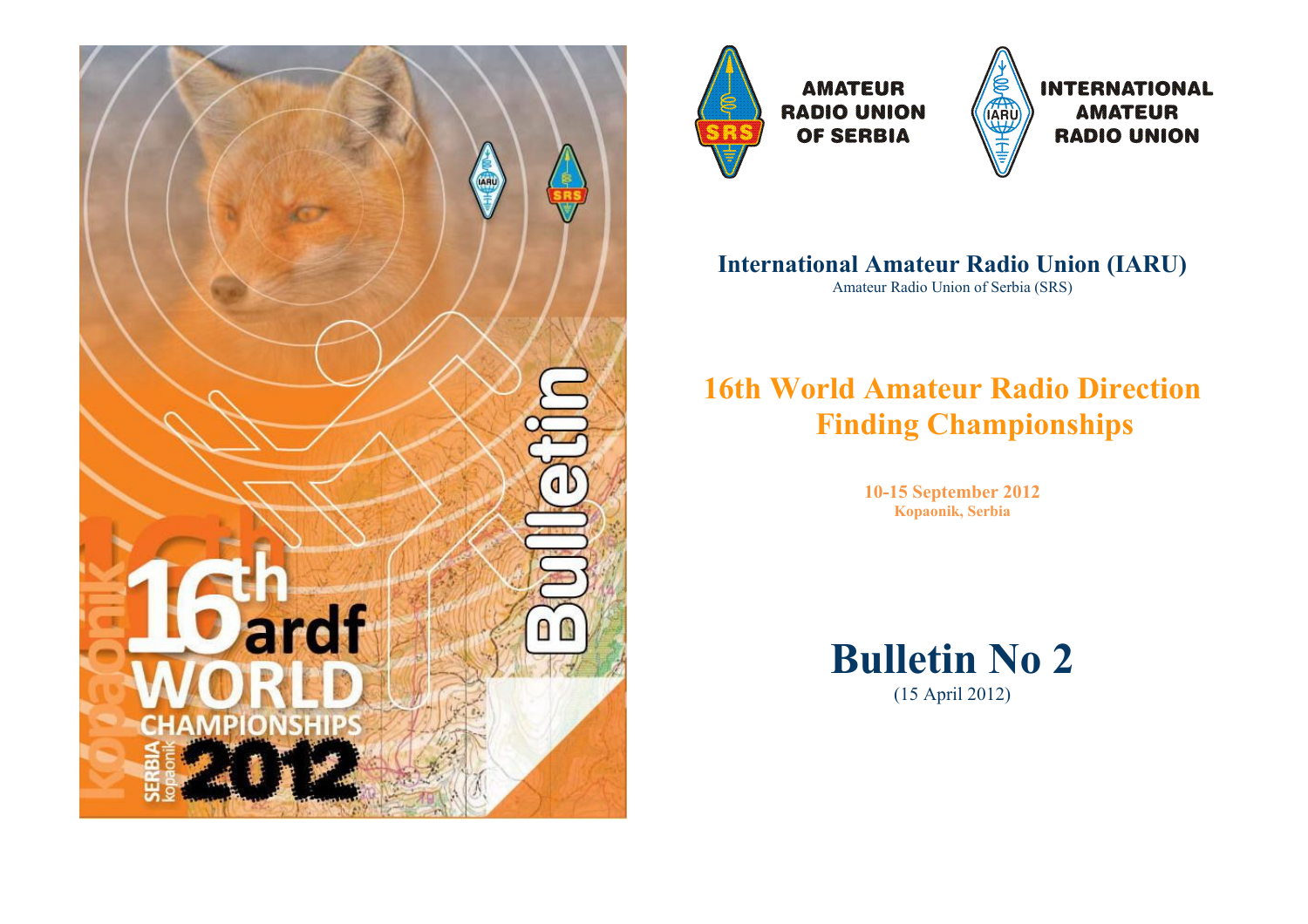AMATEUR RADIO UNION OF SERBIA

INTERNATIONAL AMATEUR RADIO UNION

**International Amateur Radio Union (IARU)**

Amateur Radio Union of Serbia (SRS)

# 16th World Amateur Radio Direction Finding Championships

**10-15 September 2012**
**Kopaonik, Serbia**

# Bulletin No 2

(15 April 2012)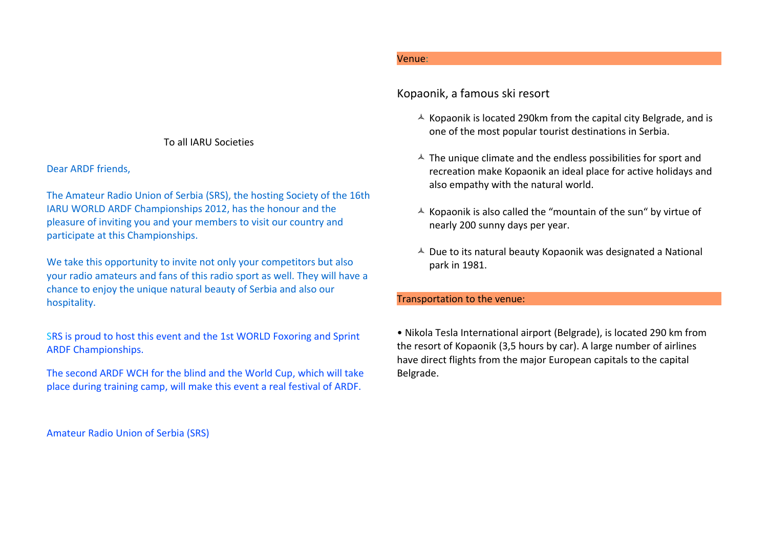To all IARU Societies

Dear ARDF friends,

The Amateur Radio Union of Serbia (SRS), the hosting Society of the 16th IARU WORLD ARDF Championships 2012, has the honour and the pleasure of inviting you and your members to visit our country and participate at this Championships.

We take this opportunity to invite not only your competitors but also your radio amateurs and fans of this radio sport as well. They will have a chance to enjoy the unique natural beauty of Serbia and also our hospitality.

SRS is proud to host this event and the 1st WORLD Foxoring and Sprint ARDF Championships.

The second ARDF WCH for the blind and the World Cup, which will take place during training camp, will make this event a real festival of ARDF.

Amateur Radio Union of Serbia (SRS)

## Venue:

### Kopaonik, a famous ski resort

- Kopaonik is located 290km from the capital city Belgrade, and is one of the most popular tourist destinations in Serbia.
- The unique climate and the endless possibilities for sport and recreation make Kopaonik an ideal place for active holidays and also empathy with the natural world.
- Kopaonik is also called the "mountain of the sun" by virtue of nearly 200 sunny days per year.
- Due to its natural beauty Kopaonik was designated a National park in 1981.

## Transportation to the venue:

• Nikola Tesla International airport (Belgrade), is located 290 km from the resort of Kopaonik (3,5 hours by car). A large number of airlines have direct flights from the major European capitals to the capital Belgrade.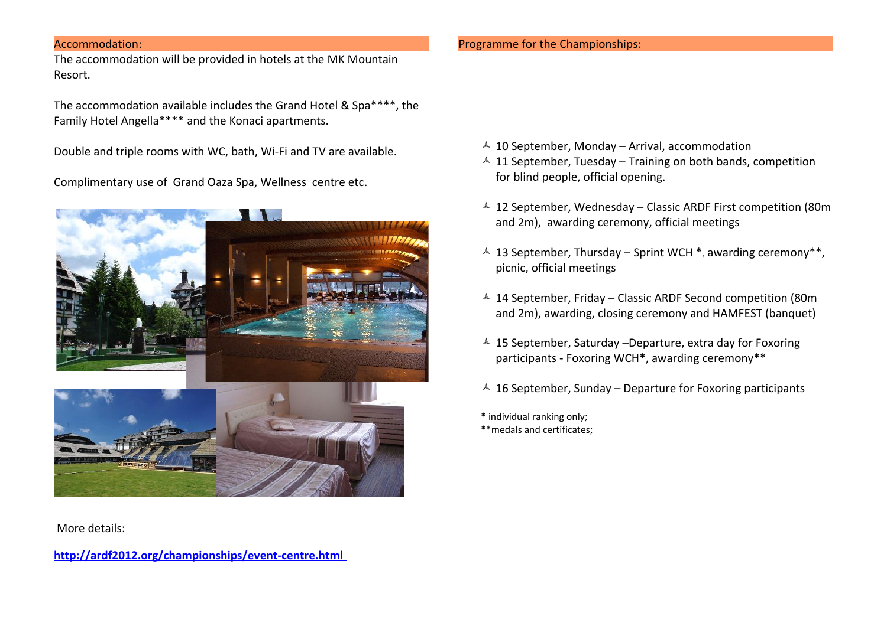## Accommodation:

The accommodation will be provided in hotels at the MK Mountain Resort.

The accommodation available includes the Grand Hotel & Spa****, the Family Hotel Angella**** and the Konaci apartments.

Double and triple rooms with WC, bath, Wi-Fi and TV are available.

Complimentary use of Grand Oaza Spa, Wellness centre etc.

More details:

**http://ardf2012.org/championships/event-centre.html**

## Programme for the Championships:

- 10 September, Monday – Arrival, accommodation
- 11 September, Tuesday – Training on both bands, competition for blind people, official opening.
- 12 September, Wednesday – Classic ARDF First competition (80m and 2m), awarding ceremony, official meetings
- 13 September, Thursday – Sprint WCH *, awarding ceremony**, picnic, official meetings
- 14 September, Friday – Classic ARDF Second competition (80m and 2m), awarding, closing ceremony and HAMFEST (banquet)
- 15 September, Saturday –Departure, extra day for Foxoring participants - Foxoring WCH*, awarding ceremony**
- 16 September, Sunday – Departure for Foxoring participants

\* individual ranking only;
**medals and certificates;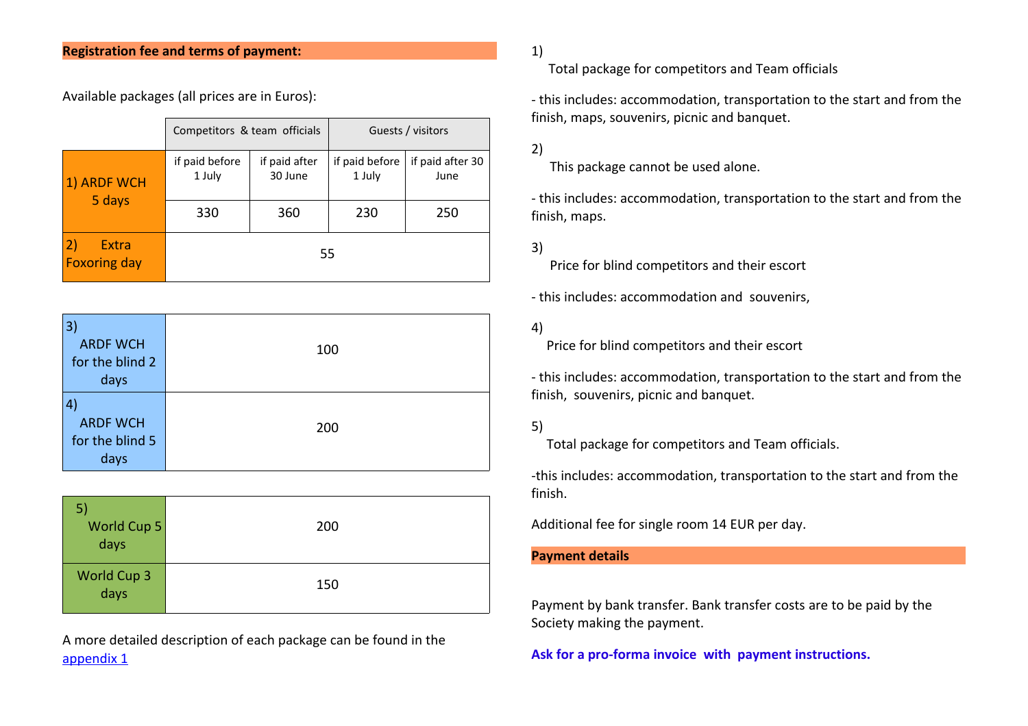**Registration fee and terms of payment:**

Available packages (all prices are in Euros):

| | Competitors & team officials | | Guests / visitors | |
|---|---|---|---|---|
| | if paid before 1 July | if paid after 30 June | if paid before 1 July | if paid after 30 June |
| 1) ARDF WCH 5 days | 330 | 360 | 230 | 250 |
| 2) Extra Foxoring day | 55 | | | |

| | |
|---|---|
| 3) ARDF WCH for the blind 2 days | 100 |
| 4) ARDF WCH for the blind 5 days | 200 |

| | |
|---|---|
| 5) World Cup 5 days | 200 |
| World Cup 3 days | 150 |

A more detailed description of each package can be found in the appendix 1

1)

Total package for competitors and Team officials

- this includes: accommodation, transportation to the start and from the finish, maps, souvenirs, picnic and banquet.

2)

This package cannot be used alone.

- this includes: accommodation, transportation to the start and from the finish, maps.

3)

Price for blind competitors and their escort

- this includes: accommodation and souvenirs,

4)

Price for blind competitors and their escort

- this includes: accommodation, transportation to the start and from the finish, souvenirs, picnic and banquet.

5)

Total package for competitors and Team officials.

-this includes: accommodation, transportation to the start and from the finish.

Additional fee for single room 14 EUR per day.

**Payment details**

Payment by bank transfer. Bank transfer costs are to be paid by the Society making the payment.

**Ask for a pro-forma invoice with payment instructions.**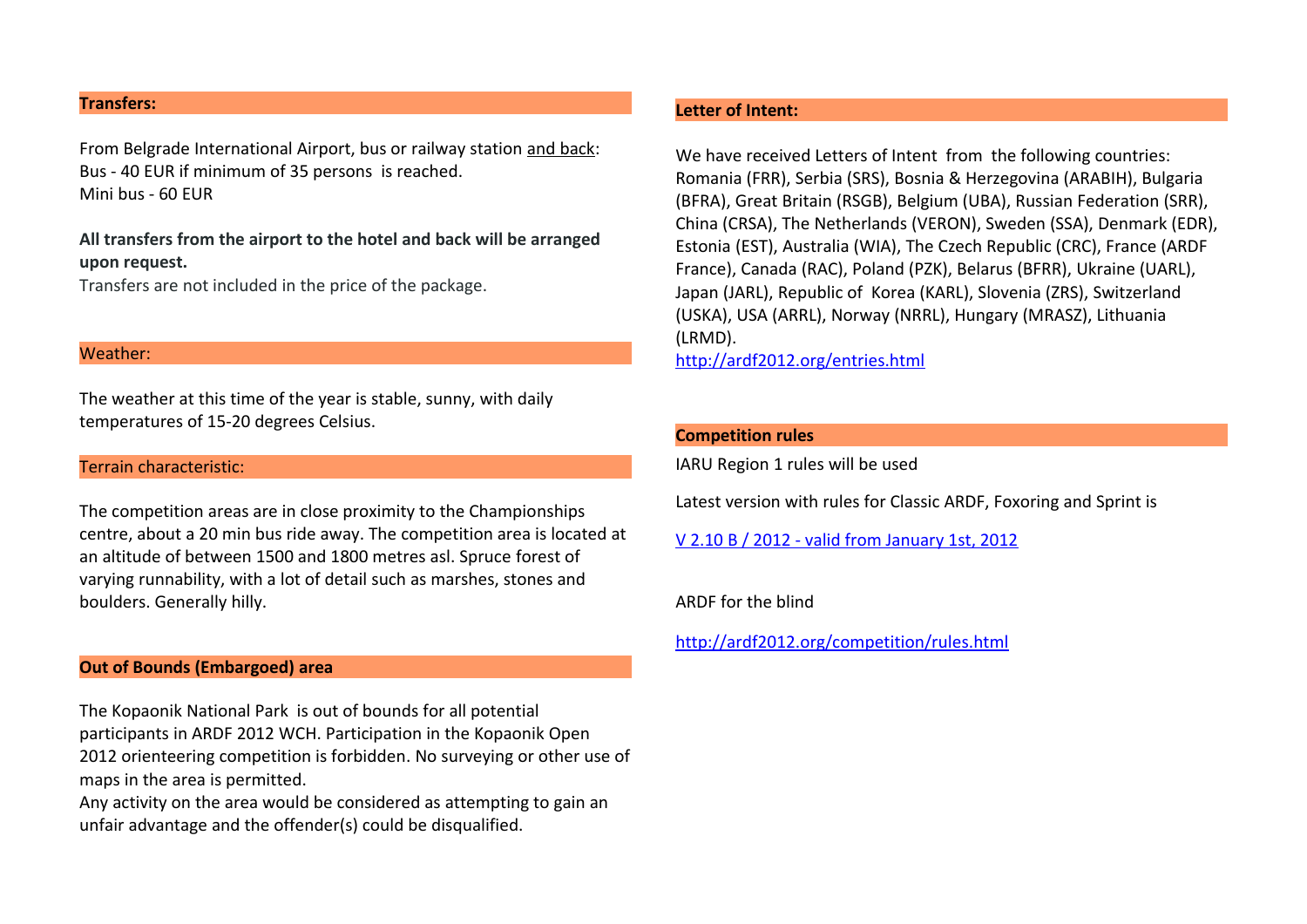## Transfers:

From Belgrade International Airport, bus or railway station and back:
Bus - 40 EUR if minimum of 35 persons is reached.
Mini bus - 60 EUR

**All transfers from the airport to the hotel and back will be arranged upon request.**
Transfers are not included in the price of the package.

## Weather:

The weather at this time of the year is stable, sunny, with daily temperatures of 15-20 degrees Celsius.

## Terrain characteristic:

The competition areas are in close proximity to the Championships centre, about a 20 min bus ride away. The competition area is located at an altitude of between 1500 and 1800 metres asl. Spruce forest of varying runnability, with a lot of detail such as marshes, stones and boulders. Generally hilly.

## Out of Bounds (Embargoed) area

The Kopaonik National Park is out of bounds for all potential participants in ARDF 2012 WCH. Participation in the Kopaonik Open 2012 orienteering competition is forbidden. No surveying or other use of maps in the area is permitted.
Any activity on the area would be considered as attempting to gain an unfair advantage and the offender(s) could be disqualified.

## Letter of Intent:

We have received Letters of Intent from the following countries: Romania (FRR), Serbia (SRS), Bosnia & Herzegovina (ARABIH), Bulgaria (BFRA), Great Britain (RSGB), Belgium (UBA), Russian Federation (SRR), China (CRSA), The Netherlands (VERON), Sweden (SSA), Denmark (EDR), Estonia (EST), Australia (WIA), The Czech Republic (CRC), France (ARDF France), Canada (RAC), Poland (PZK), Belarus (BFRR), Ukraine (UARL), Japan (JARL), Republic of Korea (KARL), Slovenia (ZRS), Switzerland (USKA), USA (ARRL), Norway (NRRL), Hungary (MRASZ), Lithuania (LRMD).
http://ardf2012.org/entries.html

## Competition rules

IARU Region 1 rules will be used

Latest version with rules for Classic ARDF, Foxoring and Sprint is

V 2.10 B / 2012 - valid from January 1st, 2012

ARDF for the blind

http://ardf2012.org/competition/rules.html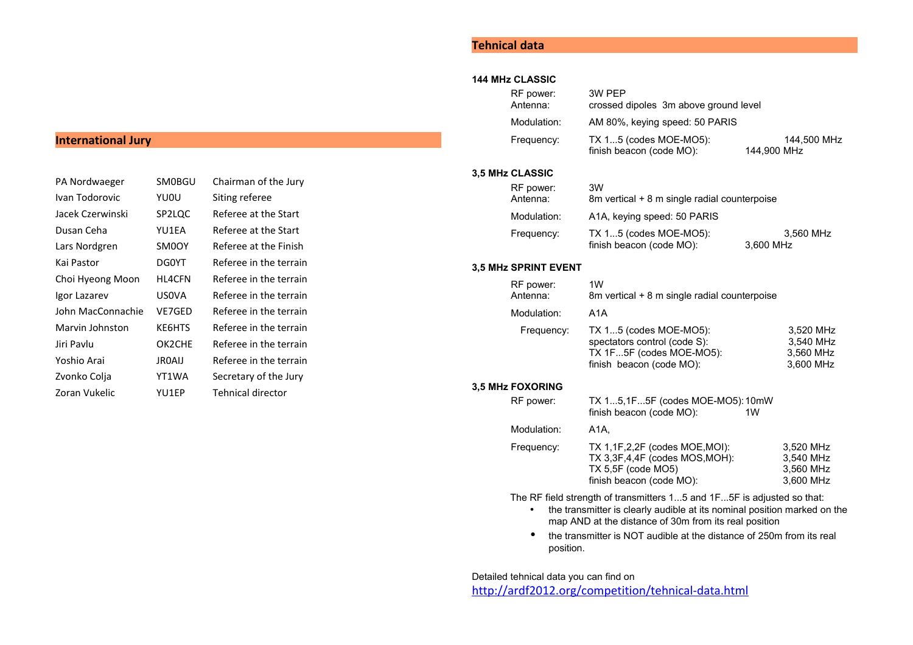## International Jury

| | | |
|---|---|---|
| PA Nordwaeger | SM0BGU | Chairman of the Jury |
| Ivan Todorovic | YU0U | Siting referee |
| Jacek Czerwinski | SP2LQC | Referee at the Start |
| Dusan Ceha | YU1EA | Referee at the Start |
| Lars Nordgren | SM0OY | Referee at the Finish |
| Kai Pastor | DG0YT | Referee in the terrain |
| Choi Hyeong Moon | HL4CFN | Referee in the terrain |
| Igor Lazarev | US0VA | Referee in the terrain |
| John MacConnachie | VE7GED | Referee in the terrain |
| Marvin Johnston | KE6HTS | Referee in the terrain |
| Jiri Pavlu | OK2CHE | Referee in the terrain |
| Yoshio Arai | JR0AIJ | Referee in the terrain |
| Zvonko Colja | YT1WA | Secretary of the Jury |
| Zoran Vukelic | YU1EP | Tehnical director |

## Tehnical data

**144 MHz CLASSIC**

RF power: 3W PEP
Antenna: crossed dipoles 3m above ground level
Modulation: AM 80%, keying speed: 50 PARIS
Frequency: TX 1...5 (codes MOE-MO5): 144,500 MHz
finish beacon (code MO): 144,900 MHz

**3,5 MHz CLASSIC**

RF power: 3W
Antenna: 8m vertical + 8 m single radial counterpoise
Modulation: A1A, keying speed: 50 PARIS
Frequency: TX 1...5 (codes MOE-MO5): 3,560 MHz
finish beacon (code MO): 3,600 MHz

**3,5 MHz SPRINT EVENT**

RF power: 1W
Antenna: 8m vertical + 8 m single radial counterpoise
Modulation: A1A
Frequency: TX 1...5 (codes MOE-MO5): 3,520 MHz
spectators control (code S): 3,540 MHz
TX 1F...5F (codes MOE-MO5): 3,560 MHz
finish beacon (code MO): 3,600 MHz

**3,5 MHz FOXORING**

RF power: TX 1...5,1F...5F (codes MOE-MO5): 10mW
finish beacon (code MO): 1W
Modulation: A1A,
Frequency: TX 1,1F,2,2F (codes MOE,MOI): 3,520 MHz
TX 3,3F,4,4F (codes MOS,MOH): 3,540 MHz
TX 5,5F (code MO5) 3,560 MHz
finish beacon (code MO): 3,600 MHz

The RF field strength of transmitters 1...5 and 1F...5F is adjusted so that:

- the transmitter is clearly audible at its nominal position marked on the map AND at the distance of 30m from its real position
- the transmitter is NOT audible at the distance of 250m from its real position.

Detailed tehnical data you can find on
http://ardf2012.org/competition/tehnical-data.html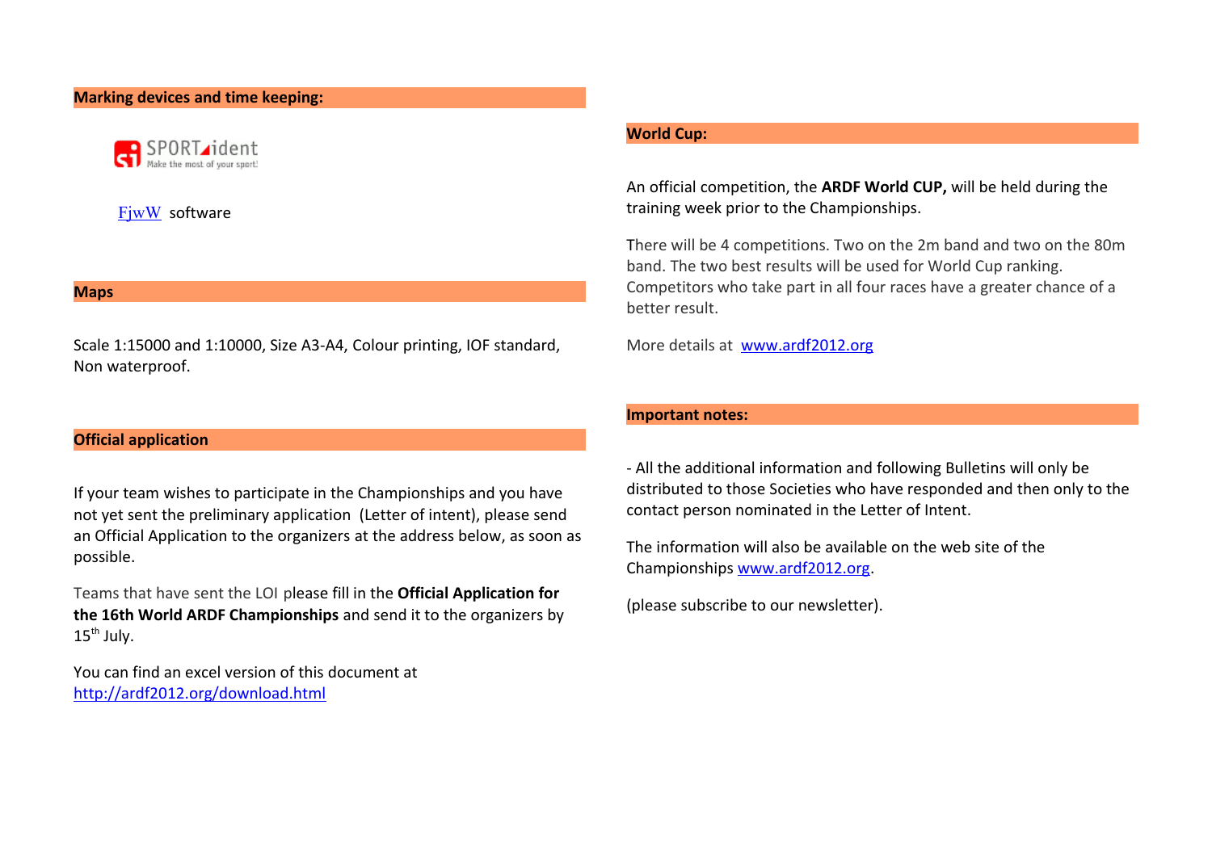## Marking devices and time keeping:

SPORTident — Make the most of your sport!

FjwW software

## Maps

Scale 1:15000 and 1:10000, Size A3-A4, Colour printing, IOF standard, Non waterproof.

## Official application

If your team wishes to participate in the Championships and you have not yet sent the preliminary application (Letter of intent), please send an Official Application to the organizers at the address below, as soon as possible.

Teams that have sent the LOI please fill in the **Official Application for the 16th World ARDF Championships** and send it to the organizers by 15th July.

You can find an excel version of this document at http://ardf2012.org/download.html

## World Cup:

An official competition, the **ARDF World CUP,** will be held during the training week prior to the Championships.

There will be 4 competitions. Two on the 2m band and two on the 80m band. The two best results will be used for World Cup ranking. Competitors who take part in all four races have a greater chance of a better result.

More details at www.ardf2012.org

## Important notes:

- All the additional information and following Bulletins will only be distributed to those Societies who have responded and then only to the contact person nominated in the Letter of Intent.

The information will also be available on the web site of the Championships www.ardf2012.org.

(please subscribe to our newsletter).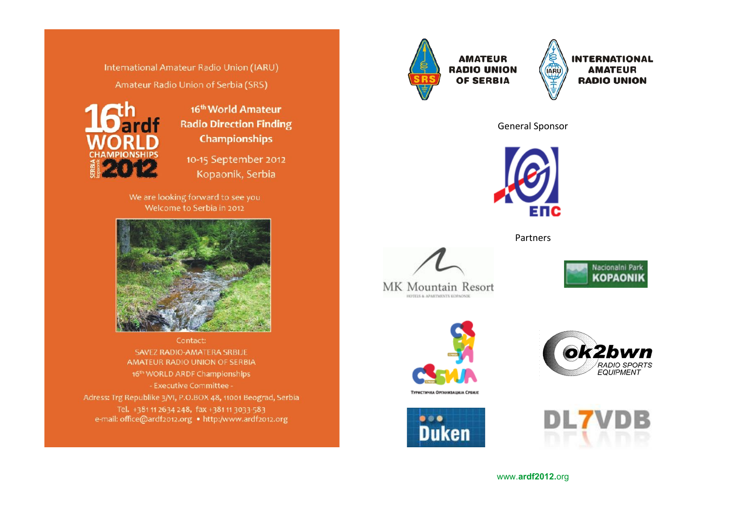International Amateur Radio Union (IARU)

Amateur Radio Union of Serbia (SRS)

16th ardf WORLD CHAMPIONSHIPS SERBIA kopaonik 2012

# 16th World Amateur Radio Direction Finding Championships

10-15 September 2012

Kopaonik, Serbia

We are looking forward to see you
Welcome to Serbia in 2012

Contact:
SAVEZ RADIO-AMATERA SRBIJE
AMATEUR RADIO UNION OF SERBIA
16th WORLD ARDF Championships
- Executive Committee -
Adress: Trg Republike 3/VI, P.O.BOX 48, 11001 Beograd, Serbia
Tel. +381 11 2634 248, fax +381 11 3033 583
e-mail: office@ardf2012.org • http:/www.ardf2012.org

AMATEUR RADIO UNION OF SERBIA

INTERNATIONAL AMATEUR RADIO UNION

General Sponsor

ЕПС

Partners

MK Mountain Resort
HOTELS & APARTMENTS KOPAONIK

Nacionalni Park KOPAONIK

ТУРИСТИЧКА ОРГАНИЗАЦИЈА СРБИЈЕ

ok2bwn RADIO SPORTS EQUIPMENT

Duken

DL7VDB

www.ardf2012.org